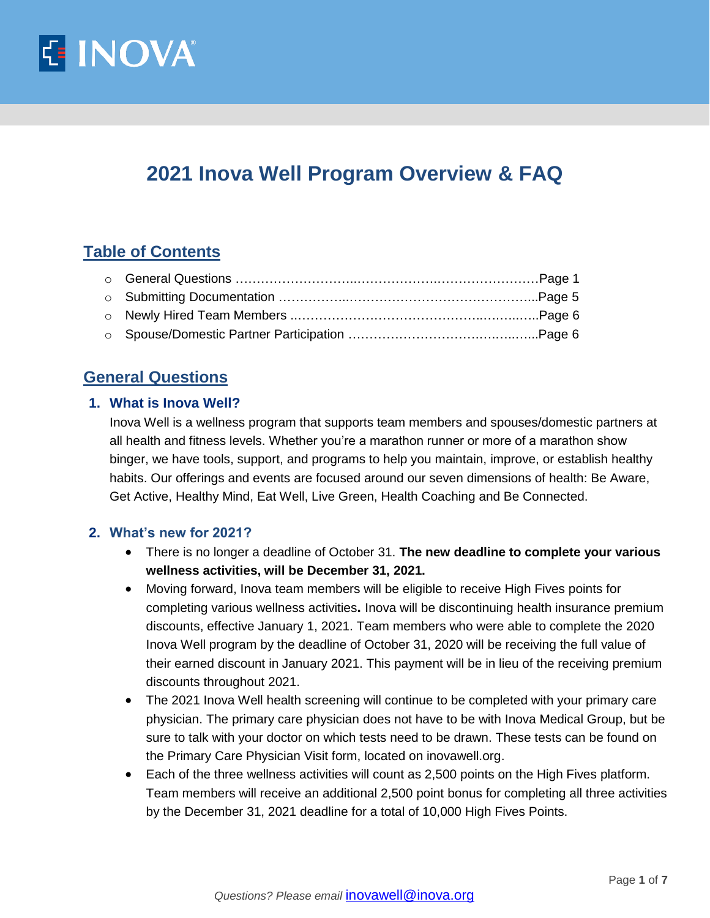# 2021 Inova Well Program Overview & FAQ

## Table of Contents

- General Questions ……………………..……………….……………………Page 1
- Submitting Documentation ……………..……………………………………...Page 5
- Newly Hired Team Members ..…………………………………….…….…..…..Page 6
- Spouse/Domestic Partner Participation …………………………….….….…...Page 6

## General Questions

### 1. What is Inova Well?

Inova Well is a wellness program that supports team members and spouses/domestic partners at all health and fitness levels. Whether you're a marathon runner or more of a marathon show binger, we have tools, support, and programs to help you maintain, improve, or establish healthy habits. Our offerings and events are focused around our seven dimensions of health: Be Aware, Get Active, Healthy Mind, Eat Well, Live Green, Health Coaching and Be Connected.

### 2. What's new for 2021?

- There is no longer a deadline of October 31. **The new deadline to complete your various wellness activities, will be December 31, 2021.**
- Moving forward, Inova team members will be eligible to receive High Fives points for completing various wellness activities**.** Inova will be discontinuing health insurance premium discounts, effective January 1, 2021. Team members who were able to complete the 2020 Inova Well program by the deadline of October 31, 2020 will be receiving the full value of their earned discount in January 2021. This payment will be in lieu of the receiving premium discounts throughout 2021.
- The 2021 Inova Well health screening will continue to be completed with your primary care physician. The primary care physician does not have to be with Inova Medical Group, but be sure to talk with your doctor on which tests need to be drawn. These tests can be found on the Primary Care Physician Visit form, located on inovawell.org.
- Each of the three wellness activities will count as 2,500 points on the High Fives platform. Team members will receive an additional 2,500 point bonus for completing all three activities by the December 31, 2021 deadline for a total of 10,000 High Fives Points.

*Questions? Please email* inovawell@inova.org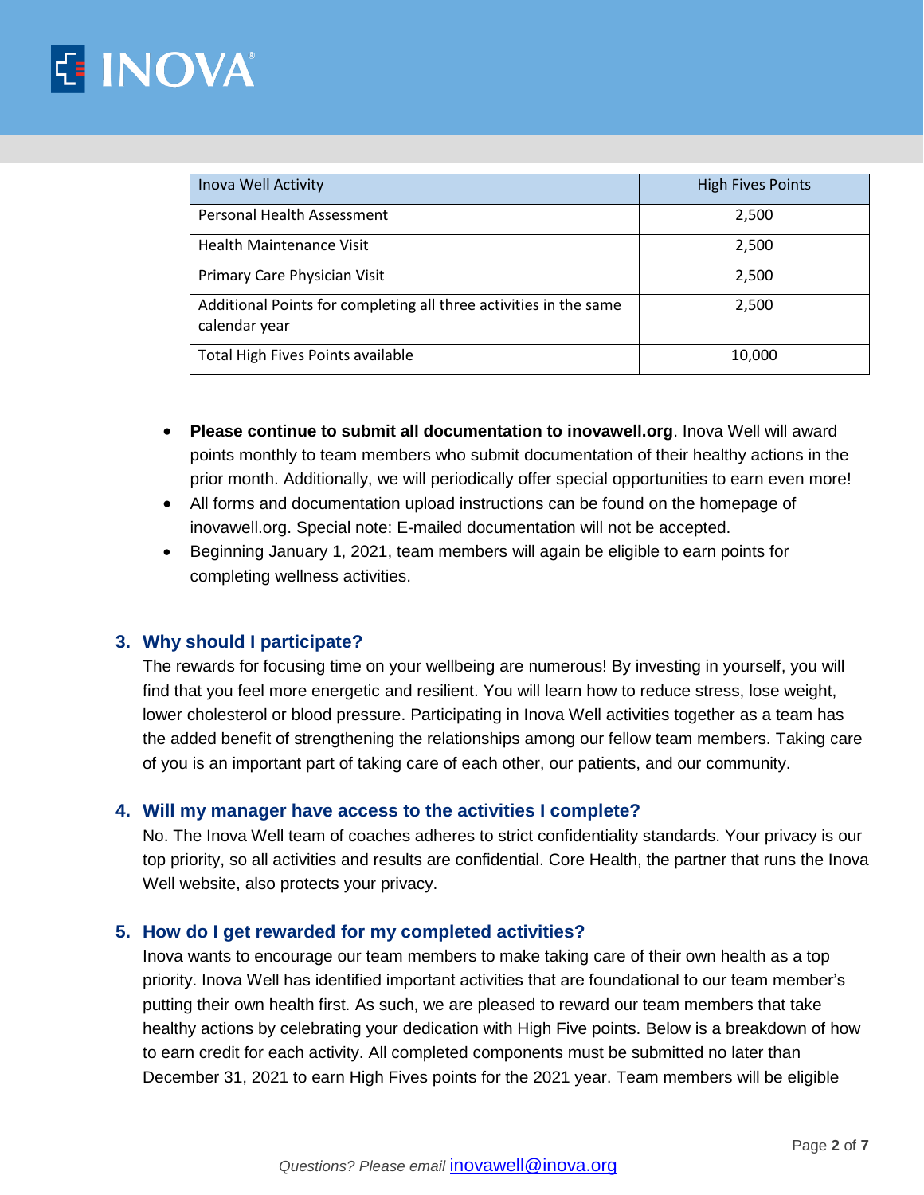| Inova Well Activity | High Fives Points |
|---|---|
| Personal Health Assessment | 2,500 |
| Health Maintenance Visit | 2,500 |
| Primary Care Physician Visit | 2,500 |
| Additional Points for completing all three activities in the same calendar year | 2,500 |
| Total High Fives Points available | 10,000 |

- **Please continue to submit all documentation to inovawell.org**. Inova Well will award points monthly to team members who submit documentation of their healthy actions in the prior month. Additionally, we will periodically offer special opportunities to earn even more!
- All forms and documentation upload instructions can be found on the homepage of inovawell.org. Special note: E-mailed documentation will not be accepted.
- Beginning January 1, 2021, team members will again be eligible to earn points for completing wellness activities.

### 3. Why should I participate?

The rewards for focusing time on your wellbeing are numerous! By investing in yourself, you will find that you feel more energetic and resilient. You will learn how to reduce stress, lose weight, lower cholesterol or blood pressure. Participating in Inova Well activities together as a team has the added benefit of strengthening the relationships among our fellow team members. Taking care of you is an important part of taking care of each other, our patients, and our community.

### 4. Will my manager have access to the activities I complete?

No. The Inova Well team of coaches adheres to strict confidentiality standards. Your privacy is our top priority, so all activities and results are confidential. Core Health, the partner that runs the Inova Well website, also protects your privacy.

### 5. How do I get rewarded for my completed activities?

Inova wants to encourage our team members to make taking care of their own health as a top priority. Inova Well has identified important activities that are foundational to our team member's putting their own health first. As such, we are pleased to reward our team members that take healthy actions by celebrating your dedication with High Five points. Below is a breakdown of how to earn credit for each activity. All completed components must be submitted no later than December 31, 2021 to earn High Fives points for the 2021 year. Team members will be eligible

*Questions? Please email* inovawell@inova.org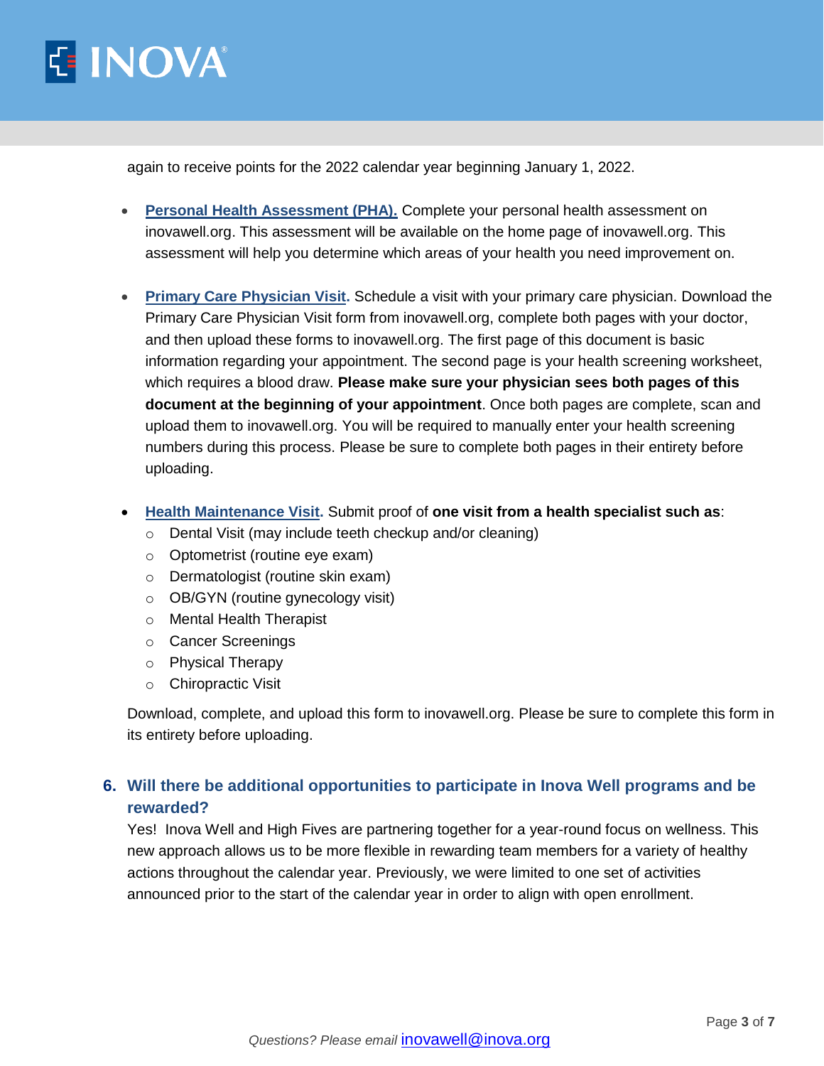again to receive points for the 2022 calendar year beginning January 1, 2022.

- **Personal Health Assessment (PHA).** Complete your personal health assessment on inovawell.org. This assessment will be available on the home page of inovawell.org. This assessment will help you determine which areas of your health you need improvement on.

- **Primary Care Physician Visit.** Schedule a visit with your primary care physician. Download the Primary Care Physician Visit form from inovawell.org, complete both pages with your doctor, and then upload these forms to inovawell.org. The first page of this document is basic information regarding your appointment. The second page is your health screening worksheet, which requires a blood draw. **Please make sure your physician sees both pages of this document at the beginning of your appointment**. Once both pages are complete, scan and upload them to inovawell.org. You will be required to manually enter your health screening numbers during this process. Please be sure to complete both pages in their entirety before uploading.

- **Health Maintenance Visit.** Submit proof of **one visit from a health specialist such as**:
  - Dental Visit (may include teeth checkup and/or cleaning)
  - Optometrist (routine eye exam)
  - Dermatologist (routine skin exam)
  - OB/GYN (routine gynecology visit)
  - Mental Health Therapist
  - Cancer Screenings
  - Physical Therapy
  - Chiropractic Visit

Download, complete, and upload this form to inovawell.org. Please be sure to complete this form in its entirety before uploading.

### 6. Will there be additional opportunities to participate in Inova Well programs and be rewarded?

Yes! Inova Well and High Fives are partnering together for a year-round focus on wellness. This new approach allows us to be more flexible in rewarding team members for a variety of healthy actions throughout the calendar year. Previously, we were limited to one set of activities announced prior to the start of the calendar year in order to align with open enrollment.

*Questions? Please email* inovawell@inova.org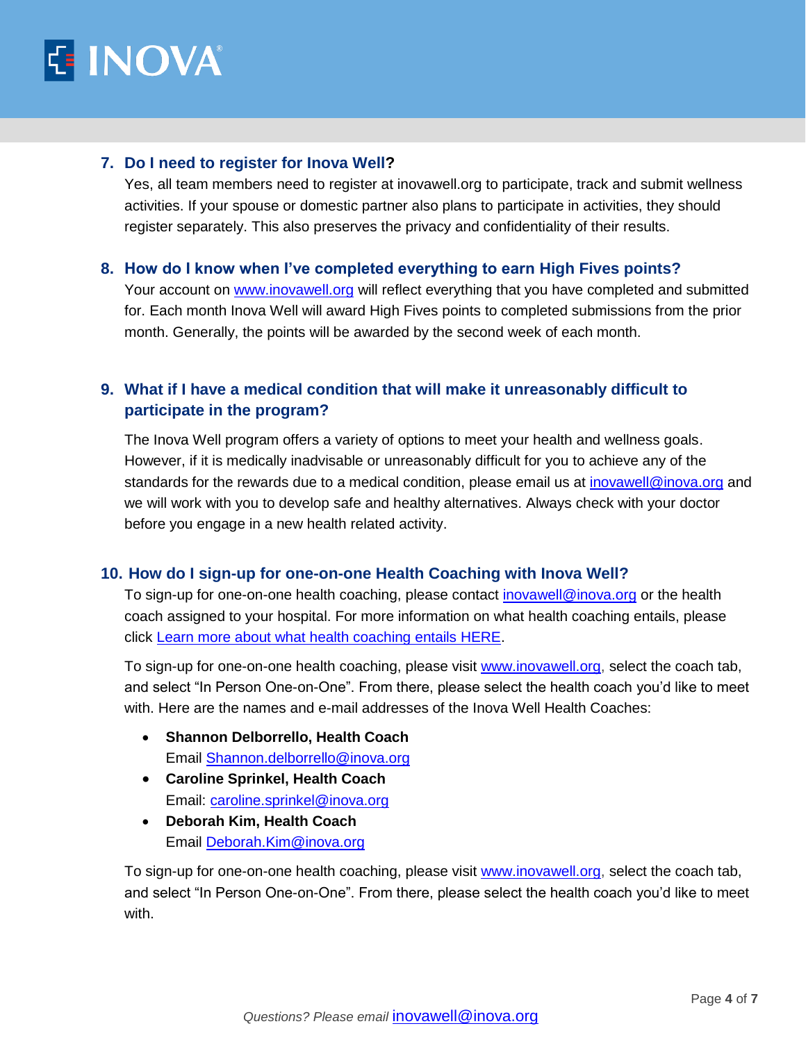### 7. Do I need to register for Inova Well?

Yes, all team members need to register at inovawell.org to participate, track and submit wellness activities. If your spouse or domestic partner also plans to participate in activities, they should register separately. This also preserves the privacy and confidentiality of their results.

### 8. How do I know when I've completed everything to earn High Fives points?

Your account on www.inovawell.org will reflect everything that you have completed and submitted for. Each month Inova Well will award High Fives points to completed submissions from the prior month. Generally, the points will be awarded by the second week of each month.

### 9. What if I have a medical condition that will make it unreasonably difficult to participate in the program?

The Inova Well program offers a variety of options to meet your health and wellness goals. However, if it is medically inadvisable or unreasonably difficult for you to achieve any of the standards for the rewards due to a medical condition, please email us at inovawell@inova.org and we will work with you to develop safe and healthy alternatives. Always check with your doctor before you engage in a new health related activity.

### 10. How do I sign-up for one-on-one Health Coaching with Inova Well?

To sign-up for one-on-one health coaching, please contact inovawell@inova.org or the health coach assigned to your hospital. For more information on what health coaching entails, please click Learn more about what health coaching entails HERE.

To sign-up for one-on-one health coaching, please visit www.inovawell.org, select the coach tab, and select "In Person One-on-One". From there, please select the health coach you'd like to meet with. Here are the names and e-mail addresses of the Inova Well Health Coaches:

- **Shannon Delborrello, Health Coach**
  Email Shannon.delborrello@inova.org
- **Caroline Sprinkel, Health Coach**
  Email: caroline.sprinkel@inova.org
- **Deborah Kim, Health Coach**
  Email Deborah.Kim@inova.org

To sign-up for one-on-one health coaching, please visit www.inovawell.org, select the coach tab, and select "In Person One-on-One". From there, please select the health coach you'd like to meet with.

*Questions? Please email* inovawell@inova.org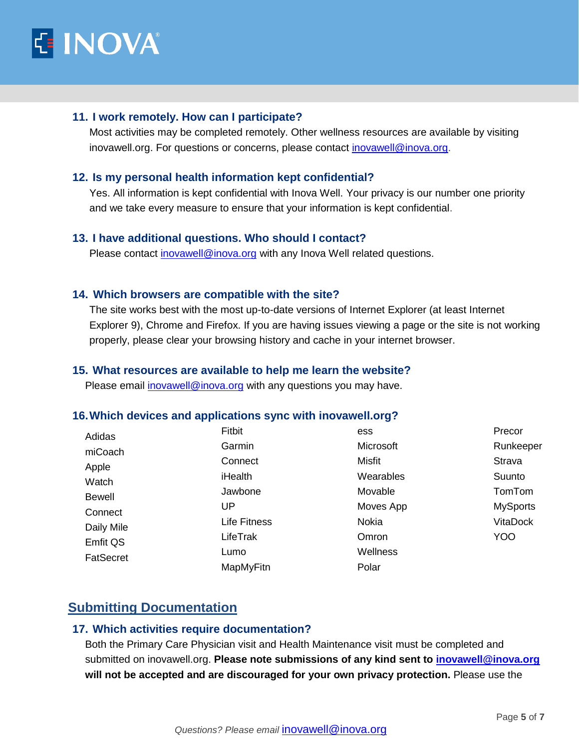### 11. I work remotely. How can I participate?

Most activities may be completed remotely. Other wellness resources are available by visiting inovawell.org. For questions or concerns, please contact inovawell@inova.org.

### 12. Is my personal health information kept confidential?

Yes. All information is kept confidential with Inova Well. Your privacy is our number one priority and we take every measure to ensure that your information is kept confidential.

### 13. I have additional questions. Who should I contact?

Please contact inovawell@inova.org with any Inova Well related questions.

### 14. Which browsers are compatible with the site?

The site works best with the most up-to-date versions of Internet Explorer (at least Internet Explorer 9), Chrome and Firefox. If you are having issues viewing a page or the site is not working properly, please clear your browsing history and cache in your internet browser.

### 15. What resources are available to help me learn the website?

Please email inovawell@inova.org with any questions you may have.

### 16. Which devices and applications sync with inovawell.org?

- Adidas miCoach
- Apple Watch
- Bewell Connect
- Daily Mile
- Emfit QS
- FatSecret
- Fitbit
- Garmin Connect
- iHealth
- Jawbone UP
- Life Fitness
- LifeTrak
- Lumo
- MapMyFitness
- Microsoft
- Misfit Wearables
- Movable
- Moves App
- Nokia
- Omron Wellness
- Polar
- Precor
- Runkeeper
- Strava
- Suunto
- TomTom MySports
- VitaDock
- YOO

## Submitting Documentation

### 17. Which activities require documentation?

Both the Primary Care Physician visit and Health Maintenance visit must be completed and submitted on inovawell.org. **Please note submissions of any kind sent to inovawell@inova.org will not be accepted and are discouraged for your own privacy protection.** Please use the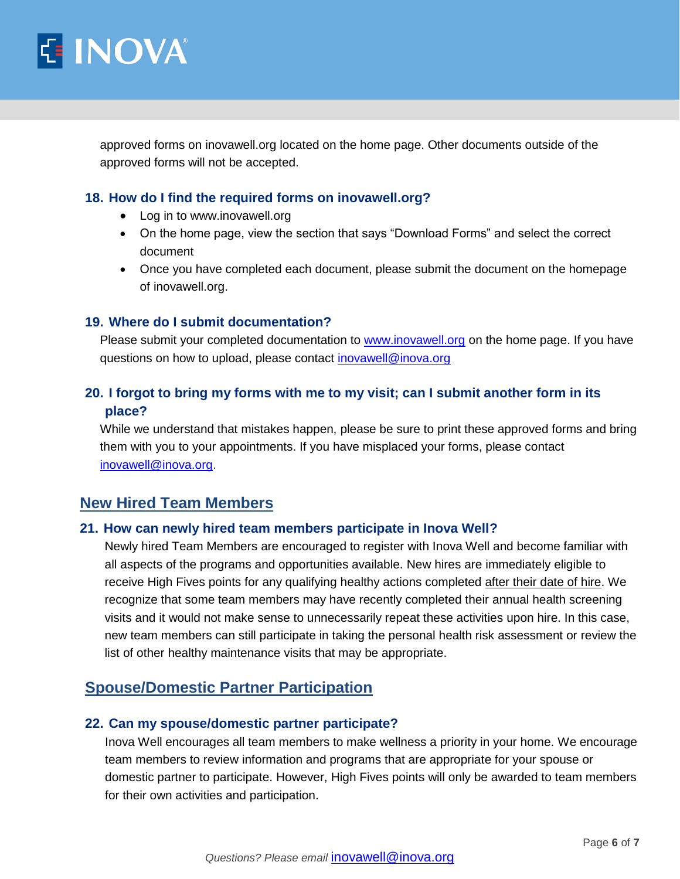approved forms on inovawell.org located on the home page. Other documents outside of the approved forms will not be accepted.

### 18. How do I find the required forms on inovawell.org?

- Log in to www.inovawell.org
- On the home page, view the section that says "Download Forms" and select the correct document
- Once you have completed each document, please submit the document on the homepage of inovawell.org.

### 19. Where do I submit documentation?

Please submit your completed documentation to www.inovawell.org on the home page. If you have questions on how to upload, please contact inovawell@inova.org

### 20. I forgot to bring my forms with me to my visit; can I submit another form in its place?

While we understand that mistakes happen, please be sure to print these approved forms and bring them with you to your appointments. If you have misplaced your forms, please contact inovawell@inova.org.

## New Hired Team Members

### 21. How can newly hired team members participate in Inova Well?

Newly hired Team Members are encouraged to register with Inova Well and become familiar with all aspects of the programs and opportunities available. New hires are immediately eligible to receive High Fives points for any qualifying healthy actions completed after their date of hire. We recognize that some team members may have recently completed their annual health screening visits and it would not make sense to unnecessarily repeat these activities upon hire. In this case, new team members can still participate in taking the personal health risk assessment or review the list of other healthy maintenance visits that may be appropriate.

## Spouse/Domestic Partner Participation

### 22. Can my spouse/domestic partner participate?

Inova Well encourages all team members to make wellness a priority in your home. We encourage team members to review information and programs that are appropriate for your spouse or domestic partner to participate. However, High Fives points will only be awarded to team members for their own activities and participation.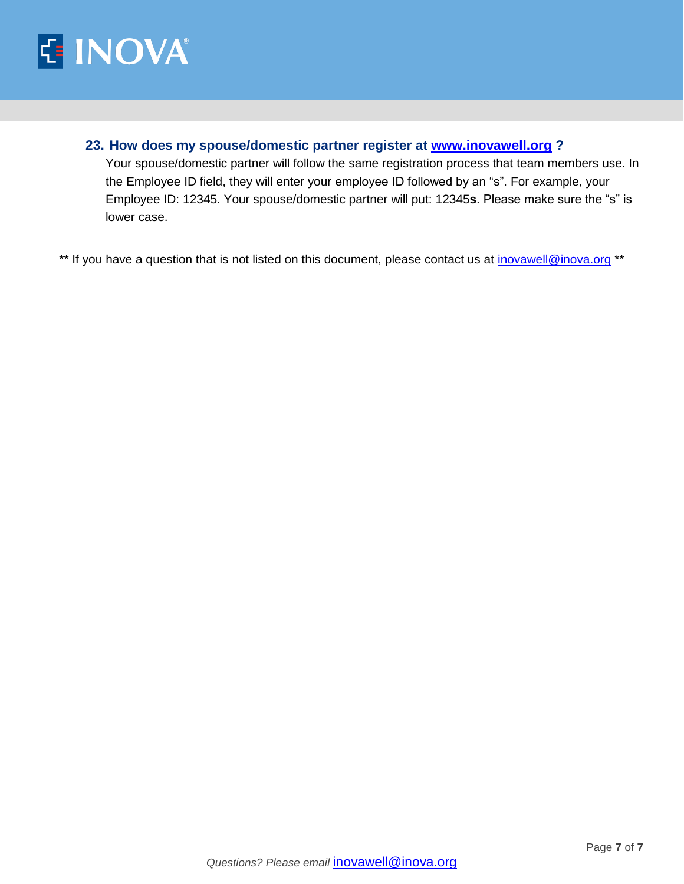### 23. How does my spouse/domestic partner register at www.inovawell.org ?

Your spouse/domestic partner will follow the same registration process that team members use. In the Employee ID field, they will enter your employee ID followed by an "s". For example, your Employee ID: 12345. Your spouse/domestic partner will put: 12345**s**. Please make sure the "s" is lower case.

** If you have a question that is not listed on this document, please contact us at inovawell@inova.org **